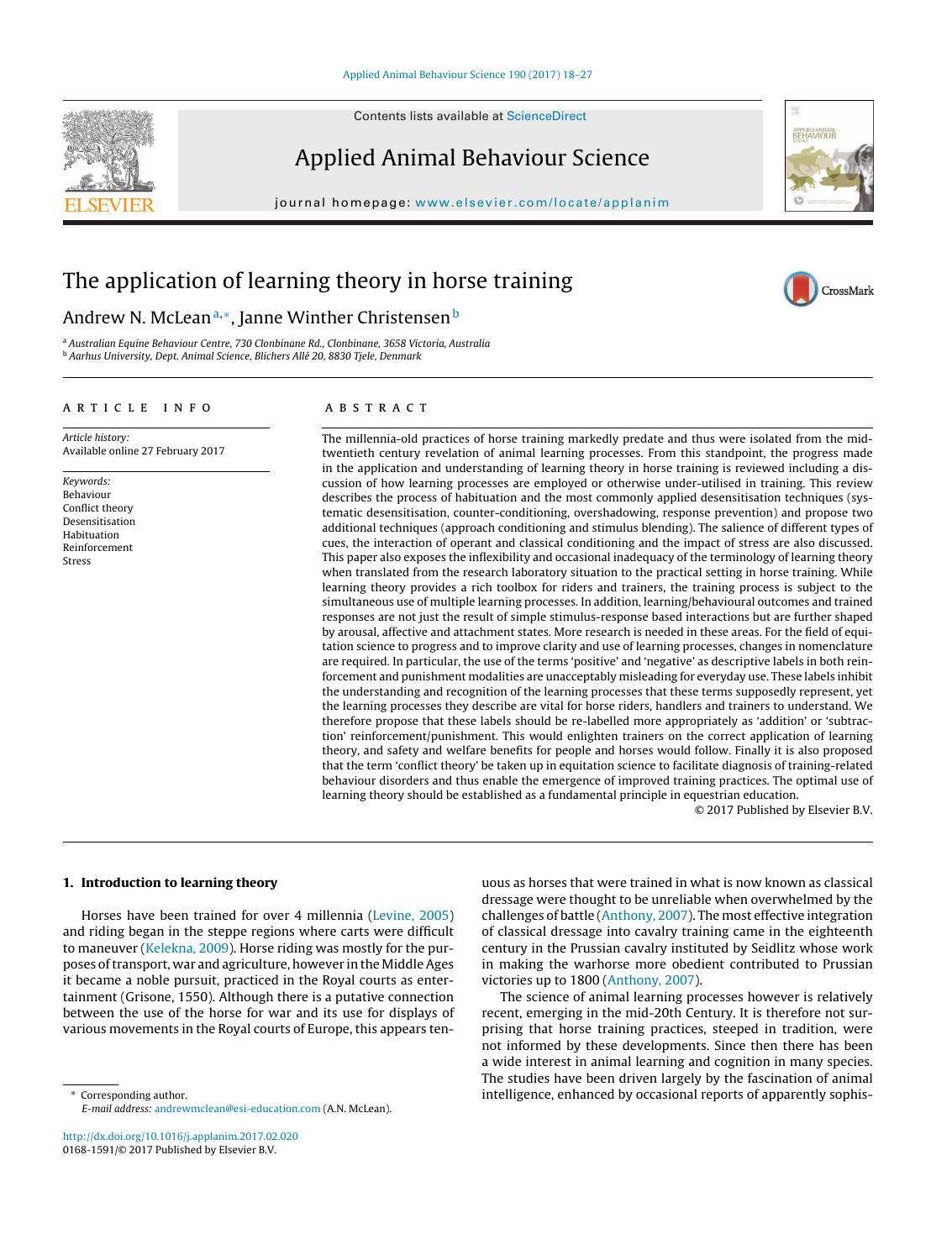# The application of learning theory in horse training

Andrew N. McLean[a,*], Janne Winther Christensen[b]

[a] Australian Equine Behaviour Centre, 730 Clonbinane Rd., Clonbinane, 3658 Victoria, Australia
[b] Aarhus University, Dept. Animal Science, Blichers Allé 20, 8830 Tjele, Denmark

ARTICLE INFO

*Article history:*
Available online 27 February 2017

*Keywords:*
Behaviour
Conflict theory
Desensitisation
Habituation
Reinforcement
Stress

ABSTRACT

The millennia-old practices of horse training markedly predate and thus were isolated from the mid-twentieth century revelation of animal learning processes. From this standpoint, the progress made in the application and understanding of learning theory in horse training is reviewed including a discussion of how learning processes are employed or otherwise under-utilised in training. This review describes the process of habituation and the most commonly applied desensitisation techniques (systematic desensitisation, counter-conditioning, overshadowing, response prevention) and propose two additional techniques (approach conditioning and stimulus blending). The salience of different types of cues, the interaction of operant and classical conditioning and the impact of stress are also discussed. This paper also exposes the inflexibility and occasional inadequacy of the terminology of learning theory when translated from the research laboratory situation to the practical setting in horse training. While learning theory provides a rich toolbox for riders and trainers, the training process is subject to the simultaneous use of multiple learning processes. In addition, learning/behavioural outcomes and trained responses are not just the result of simple stimulus-response based interactions but are further shaped by arousal, affective and attachment states. More research is needed in these areas. For the field of equitation science to progress and to improve clarity and use of learning processes, changes in nomenclature are required. In particular, the use of the terms 'positive' and 'negative' as descriptive labels in both reinforcement and punishment modalities are unacceptably misleading for everyday use. These labels inhibit the understanding and recognition of the learning processes that these terms supposedly represent, yet the learning processes they describe are vital for horse riders, handlers and trainers to understand. We therefore propose that these labels should be re-labelled more appropriately as 'addition' or 'subtraction' reinforcement/punishment. This would enlighten trainers on the correct application of learning theory, and safety and welfare benefits for people and horses would follow. Finally it is also proposed that the term 'conflict theory' be taken up in equitation science to facilitate diagnosis of training-related behaviour disorders and thus enable the emergence of improved training practices. The optimal use of learning theory should be established as a fundamental principle in equestrian education.

© 2017 Published by Elsevier B.V.

## 1. Introduction to learning theory

Horses have been trained for over 4 millennia (Levine, 2005) and riding began in the steppe regions where carts were difficult to maneuver (Kelekna, 2009). Horse riding was mostly for the purposes of transport, war and agriculture, however in the Middle Ages it became a noble pursuit, practiced in the Royal courts as entertainment (Grisone, 1550). Although there is a putative connection between the use of the horse for war and its use for displays of various movements in the Royal courts of Europe, this appears tenuous as horses that were trained in what is now known as classical dressage were thought to be unreliable when overwhelmed by the challenges of battle (Anthony, 2007). The most effective integration of classical dressage into cavalry training came in the eighteenth century in the Prussian cavalry instituted by Seidlitz whose work in making the warhorse more obedient contributed to Prussian victories up to 1800 (Anthony, 2007).

The science of animal learning processes however is relatively recent, emerging in the mid-20th Century. It is therefore not surprising that horse training practices, steeped in tradition, were not informed by these developments. Since then there has been a wide interest in animal learning and cognition in many species. The studies have been driven largely by the fascination of animal intelligence, enhanced by occasional reports of apparently sophis-

* Corresponding author.
*E-mail address:* andrewmclean@esi-education.com (A.N. McLean).

http://dx.doi.org/10.1016/j.applanim.2017.02.020
0168-1591/© 2017 Published by Elsevier B.V.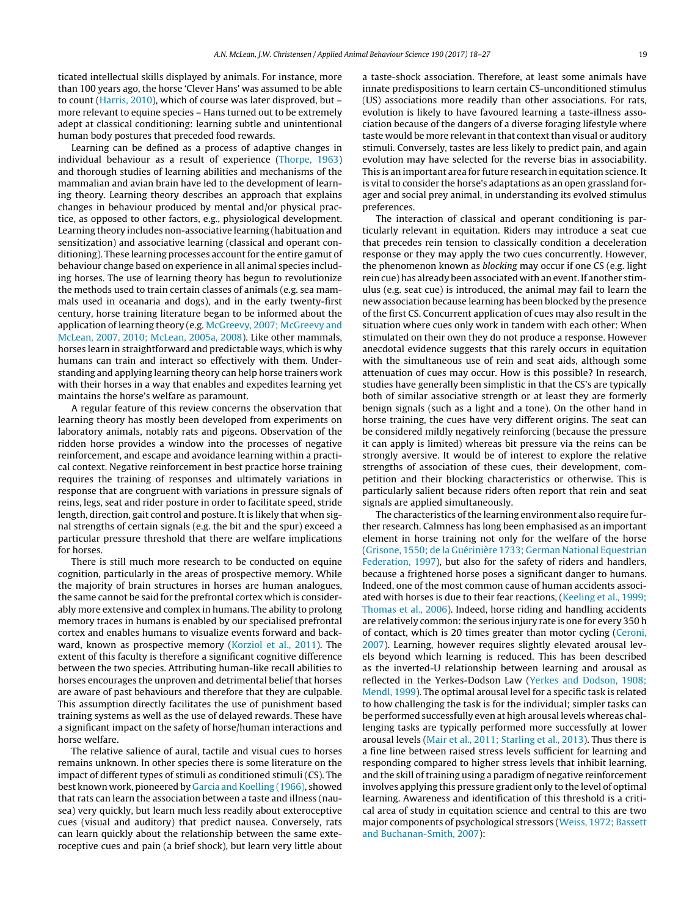ticated intellectual skills displayed by animals. For instance, more than 100 years ago, the horse 'Clever Hans' was assumed to be able to count (Harris, 2010), which of course was later disproved, but – more relevant to equine species – Hans turned out to be extremely adept at classical conditioning: learning subtle and unintentional human body postures that preceded food rewards.

Learning can be defined as a process of adaptive changes in individual behaviour as a result of experience (Thorpe, 1963) and thorough studies of learning abilities and mechanisms of the mammalian and avian brain have led to the development of learning theory. Learning theory describes an approach that explains changes in behaviour produced by mental and/or physical practice, as opposed to other factors, e.g., physiological development. Learning theory includes non-associative learning (habituation and sensitization) and associative learning (classical and operant conditioning). These learning processes account for the entire gamut of behaviour change based on experience in all animal species including horses. The use of learning theory has begun to revolutionize the methods used to train certain classes of animals (e.g. sea mammals used in oceanaria and dogs), and in the early twenty-first century, horse training literature began to be informed about the application of learning theory (e.g. McGreevy, 2007; McGreevy and McLean, 2007, 2010; McLean, 2005a, 2008). Like other mammals, horses learn in straightforward and predictable ways, which is why humans can train and interact so effectively with them. Understanding and applying learning theory can help horse trainers work with their horses in a way that enables and expedites learning yet maintains the horse's welfare as paramount.

A regular feature of this review concerns the observation that learning theory has mostly been developed from experiments on laboratory animals, notably rats and pigeons. Observation of the ridden horse provides a window into the processes of negative reinforcement, and escape and avoidance learning within a practical context. Negative reinforcement in best practice horse training requires the training of responses and ultimately variations in response that are congruent with variations in pressure signals of reins, legs, seat and rider posture in order to facilitate speed, stride length, direction, gait control and posture. It is likely that when signal strengths of certain signals (e.g. the bit and the spur) exceed a particular pressure threshold that there are welfare implications for horses.

There is still much more research to be conducted on equine cognition, particularly in the areas of prospective memory. While the majority of brain structures in horses are human analogues, the same cannot be said for the prefrontal cortex which is considerably more extensive and complex in humans. The ability to prolong memory traces in humans is enabled by our specialised prefrontal cortex and enables humans to visualize events forward and backward, known as prospective memory (Korziol et al., 2011). The extent of this faculty is therefore a significant cognitive difference between the two species. Attributing human-like recall abilities to horses encourages the unproven and detrimental belief that horses are aware of past behaviours and therefore that they are culpable. This assumption directly facilitates the use of punishment based training systems as well as the use of delayed rewards. These have a significant impact on the safety of horse/human interactions and horse welfare.

The relative salience of aural, tactile and visual cues to horses remains unknown. In other species there is some literature on the impact of different types of stimuli as conditioned stimuli (CS). The best known work, pioneered by Garcia and Koelling (1966), showed that rats can learn the association between a taste and illness (nausea) very quickly, but learn much less readily about exteroceptive cues (visual and auditory) that predict nausea. Conversely, rats can learn quickly about the relationship between the same exteroceptive cues and pain (a brief shock), but learn very little about a taste-shock association. Therefore, at least some animals have innate predispositions to learn certain CS-unconditioned stimulus (US) associations more readily than other associations. For rats, evolution is likely to have favoured learning a taste-illness association because of the dangers of a diverse foraging lifestyle where taste would be more relevant in that context than visual or auditory stimuli. Conversely, tastes are less likely to predict pain, and again evolution may have selected for the reverse bias in associability. This is an important area for future research in equitation science. It is vital to consider the horse's adaptations as an open grassland forager and social prey animal, in understanding its evolved stimulus preferences.

The interaction of classical and operant conditioning is particularly relevant in equitation. Riders may introduce a seat cue that precedes rein tension to classically condition a deceleration response or they may apply the two cues concurrently. However, the phenomenon known as *blocking* may occur if one CS (e.g. light rein cue) has already been associated with an event. If another stimulus (e.g. seat cue) is introduced, the animal may fail to learn the new association because learning has been blocked by the presence of the first CS. Concurrent application of cues may also result in the situation where cues only work in tandem with each other: When stimulated on their own they do not produce a response. However anecdotal evidence suggests that this rarely occurs in equitation with the simultaneous use of rein and seat aids, although some attenuation of cues may occur. How is this possible? In research, studies have generally been simplistic in that the CS's are typically both of similar associative strength or at least they are formerly benign signals (such as a light and a tone). On the other hand in horse training, the cues have very different origins. The seat can be considered mildly negatively reinforcing (because the pressure it can apply is limited) whereas bit pressure via the reins can be strongly aversive. It would be of interest to explore the relative strengths of association of these cues, their development, competition and their blocking characteristics or otherwise. This is particularly salient because riders often report that rein and seat signals are applied simultaneously.

The characteristics of the learning environment also require further research. Calmness has long been emphasised as an important element in horse training not only for the welfare of the horse (Grisone, 1550; de la Guérinière 1733; German National Equestrian Federation, 1997), but also for the safety of riders and handlers, because a frightened horse poses a significant danger to humans. Indeed, one of the most common cause of human accidents associated with horses is due to their fear reactions, (Keeling et al., 1999; Thomas et al., 2006). Indeed, horse riding and handling accidents are relatively common: the serious injury rate is one for every 350 h of contact, which is 20 times greater than motor cycling (Ceroni, 2007). Learning, however requires slightly elevated arousal levels beyond which learning is reduced. This has been described as the inverted-U relationship between learning and arousal as reflected in the Yerkes-Dodson Law (Yerkes and Dodson, 1908; Mendl, 1999). The optimal arousal level for a specific task is related to how challenging the task is for the individual; simpler tasks can be performed successfully even at high arousal levels whereas challenging tasks are typically performed more successfully at lower arousal levels (Mair et al., 2011; Starling et al., 2013). Thus there is a fine line between raised stress levels sufficient for learning and responding compared to higher stress levels that inhibit learning, and the skill of training using a paradigm of negative reinforcement involves applying this pressure gradient only to the level of optimal learning. Awareness and identification of this threshold is a critical area of study in equitation science and central to this are two major components of psychological stressors (Weiss, 1972; Bassett and Buchanan-Smith, 2007):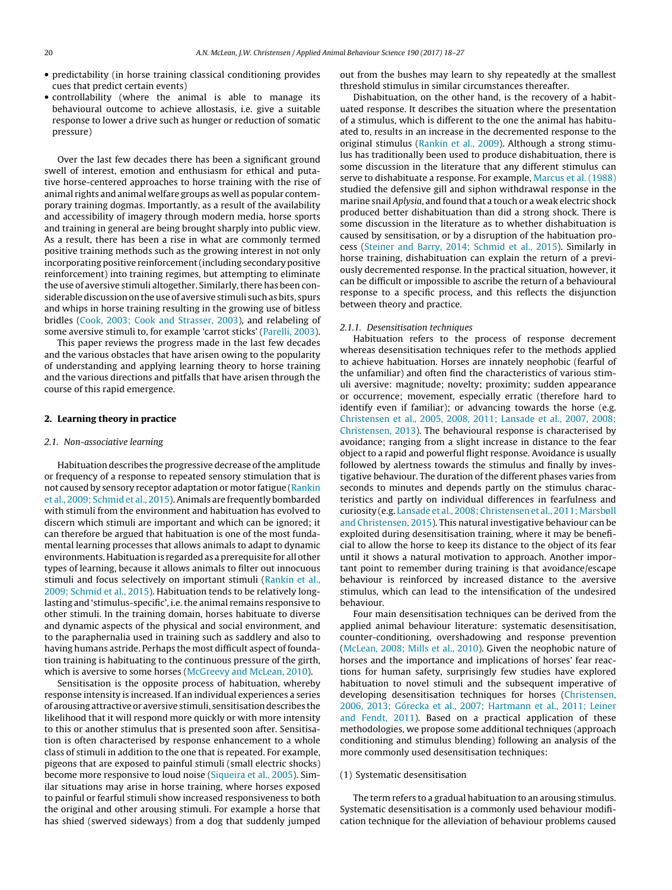- predictability (in horse training classical conditioning provides cues that predict certain events)
- controllability (where the animal is able to manage its behavioural outcome to achieve allostasis, i.e. give a suitable response to lower a drive such as hunger or reduction of somatic pressure)

Over the last few decades there has been a significant ground swell of interest, emotion and enthusiasm for ethical and putative horse-centered approaches to horse training with the rise of animal rights and animal welfare groups as well as popular contemporary training dogmas. Importantly, as a result of the availability and accessibility of imagery through modern media, horse sports and training in general are being brought sharply into public view. As a result, there has been a rise in what are commonly termed positive training methods such as the growing interest in not only incorporating positive reinforcement (including secondary positive reinforcement) into training regimes, but attempting to eliminate the use of aversive stimuli altogether. Similarly, there has been considerable discussion on the use of aversive stimuli such as bits, spurs and whips in horse training resulting in the growing use of bitless bridles (Cook, 2003; Cook and Strasser, 2003), and relabeling of some aversive stimuli to, for example 'carrot sticks' (Parelli, 2003).

This paper reviews the progress made in the last few decades and the various obstacles that have arisen owing to the popularity of understanding and applying learning theory to horse training and the various directions and pitfalls that have arisen through the course of this rapid emergence.

## 2. Learning theory in practice

### 2.1. Non-associative learning

Habituation describes the progressive decrease of the amplitude or frequency of a response to repeated sensory stimulation that is not caused by sensory receptor adaptation or motor fatigue (Rankin et al., 2009; Schmid et al., 2015). Animals are frequently bombarded with stimuli from the environment and habituation has evolved to discern which stimuli are important and which can be ignored; it can therefore be argued that habituation is one of the most fundamental learning processes that allows animals to adapt to dynamic environments. Habituation is regarded as a prerequisite for all other types of learning, because it allows animals to filter out innocuous stimuli and focus selectively on important stimuli (Rankin et al., 2009; Schmid et al., 2015). Habituation tends to be relatively long-lasting and 'stimulus-specific', i.e. the animal remains responsive to other stimuli. In the training domain, horses habituate to diverse and dynamic aspects of the physical and social environment, and to the paraphernalia used in training such as saddlery and also to having humans astride. Perhaps the most difficult aspect of foundation training is habituating to the continuous pressure of the girth, which is aversive to some horses (McGreevy and McLean, 2010).

Sensitisation is the opposite process of habituation, whereby response intensity is increased. If an individual experiences a series of arousing attractive or aversive stimuli, sensitisation describes the likelihood that it will respond more quickly or with more intensity to this or another stimulus that is presented soon after. Sensitisation is often characterised by response enhancement to a whole class of stimuli in addition to the one that is repeated. For example, pigeons that are exposed to painful stimuli (small electric shocks) become more responsive to loud noise (Siqueira et al., 2005). Similar situations may arise in horse training, where horses exposed to painful or fearful stimuli show increased responsiveness to both the original and other arousing stimuli. For example a horse that has shied (swerved sideways) from a dog that suddenly jumped out from the bushes may learn to shy repeatedly at the smallest threshold stimulus in similar circumstances thereafter.

Dishabituation, on the other hand, is the recovery of a habituated response. It describes the situation where the presentation of a stimulus, which is different to the one the animal has habituated to, results in an increase in the decremented response to the original stimulus (Rankin et al., 2009). Although a strong stimulus has traditionally been used to produce dishabituation, there is some discussion in the literature that any different stimulus can serve to dishabituate a response. For example, Marcus et al. (1988) studied the defensive gill and siphon withdrawal response in the marine snail *Aplysia*, and found that a touch or a weak electric shock produced better dishabituation than did a strong shock. There is some discussion in the literature as to whether dishabituation is caused by sensitisation, or by a disruption of the habituation process (Steiner and Barry, 2014; Schmid et al., 2015). Similarly in horse training, dishabituation can explain the return of a previously decremented response. In the practical situation, however, it can be difficult or impossible to ascribe the return of a behavioural response to a specific process, and this reflects the disjunction between theory and practice.

#### 2.1.1. Desensitisation techniques

Habituation refers to the process of response decrement whereas desensitisation techniques refer to the methods applied to achieve habituation. Horses are innately neophobic (fearful of the unfamiliar) and often find the characteristics of various stimuli aversive: magnitude; novelty; proximity; sudden appearance or occurrence; movement, especially erratic (therefore hard to identify even if familiar); or advancing towards the horse (e.g. Christensen et al., 2005, 2008, 2011; Lansade et al., 2007, 2008; Christensen, 2013). The behavioural response is characterised by avoidance; ranging from a slight increase in distance to the fear object to a rapid and powerful flight response. Avoidance is usually followed by alertness towards the stimulus and finally by investigative behaviour. The duration of the different phases varies from seconds to minutes and depends partly on the stimulus characteristics and partly on individual differences in fearfulness and curiosity (e.g. Lansade et al., 2008; Christensen et al., 2011; Marsbøll and Christensen, 2015). This natural investigative behaviour can be exploited during desensitisation training, where it may be beneficial to allow the horse to keep its distance to the object of its fear until it shows a natural motivation to approach. Another important point to remember during training is that avoidance/escape behaviour is reinforced by increased distance to the aversive stimulus, which can lead to the intensification of the undesired behaviour.

Four main desensitisation techniques can be derived from the applied animal behaviour literature: systematic desensitisation, counter-conditioning, overshadowing and response prevention (McLean, 2008; Mills et al., 2010). Given the neophobic nature of horses and the importance and implications of horses' fear reactions for human safety, surprisingly few studies have explored habituation to novel stimuli and the subsequent imperative of developing desensitisation techniques for horses (Christensen, 2006, 2013; Górecka et al., 2007; Hartmann et al., 2011; Leiner and Fendt, 2011). Based on a practical application of these methodologies, we propose some additional techniques (approach conditioning and stimulus blending) following an analysis of the more commonly used desensitisation techniques:

(1) Systematic desensitisation

The term refers to a gradual habituation to an arousing stimulus. Systematic desensitisation is a commonly used behaviour modification technique for the alleviation of behaviour problems caused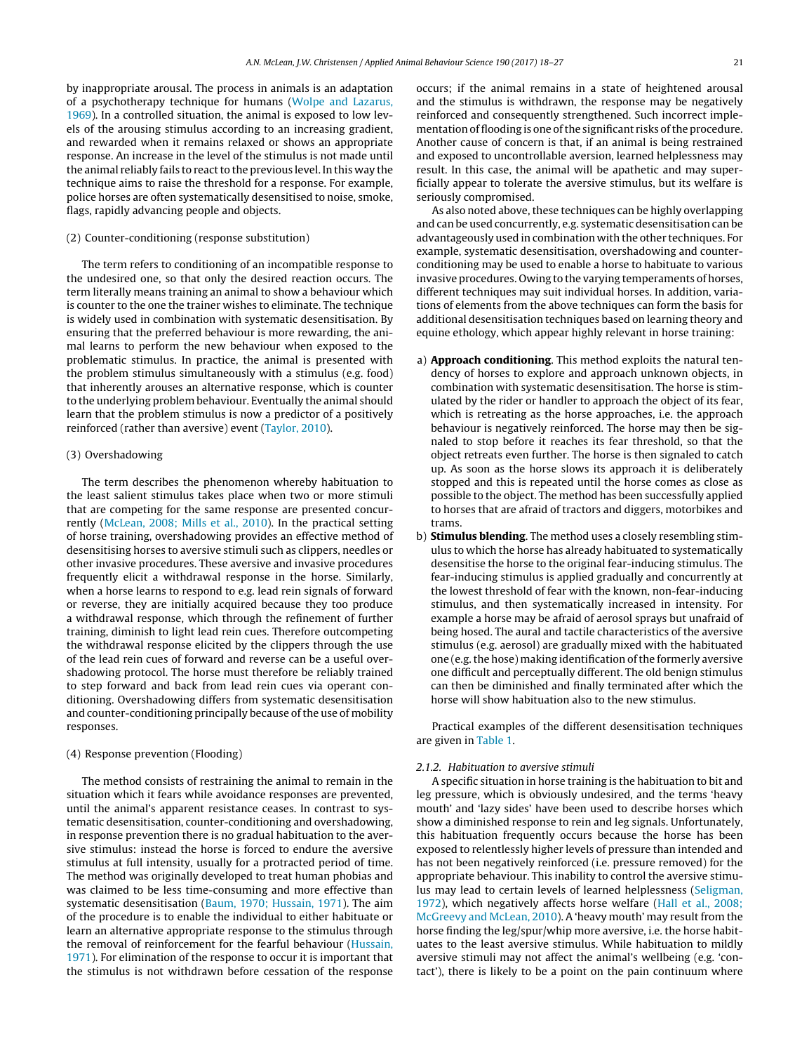by inappropriate arousal. The process in animals is an adaptation of a psychotherapy technique for humans (Wolpe and Lazarus, 1969). In a controlled situation, the animal is exposed to low levels of the arousing stimulus according to an increasing gradient, and rewarded when it remains relaxed or shows an appropriate response. An increase in the level of the stimulus is not made until the animal reliably fails to react to the previous level. In this way the technique aims to raise the threshold for a response. For example, police horses are often systematically desensitised to noise, smoke, flags, rapidly advancing people and objects.

(2) Counter-conditioning (response substitution)

The term refers to conditioning of an incompatible response to the undesired one, so that only the desired reaction occurs. The term literally means training an animal to show a behaviour which is counter to the one the trainer wishes to eliminate. The technique is widely used in combination with systematic desensitisation. By ensuring that the preferred behaviour is more rewarding, the animal learns to perform the new behaviour when exposed to the problematic stimulus. In practice, the animal is presented with the problem stimulus simultaneously with a stimulus (e.g. food) that inherently arouses an alternative response, which is counter to the underlying problem behaviour. Eventually the animal should learn that the problem stimulus is now a predictor of a positively reinforced (rather than aversive) event (Taylor, 2010).

(3) Overshadowing

The term describes the phenomenon whereby habituation to the least salient stimulus takes place when two or more stimuli that are competing for the same response are presented concurrently (McLean, 2008; Mills et al., 2010). In the practical setting of horse training, overshadowing provides an effective method of desensitising horses to aversive stimuli such as clippers, needles or other invasive procedures. These aversive and invasive procedures frequently elicit a withdrawal response in the horse. Similarly, when a horse learns to respond to e.g. lead rein signals of forward or reverse, they are initially acquired because they too produce a withdrawal response, which through the refinement of further training, diminish to light lead rein cues. Therefore outcompeting the withdrawal response elicited by the clippers through the use of the lead rein cues of forward and reverse can be a useful overshadowing protocol. The horse must therefore be reliably trained to step forward and back from lead rein cues via operant conditioning. Overshadowing differs from systematic desensitisation and counter-conditioning principally because of the use of mobility responses.

(4) Response prevention (Flooding)

The method consists of restraining the animal to remain in the situation which it fears while avoidance responses are prevented, until the animal's apparent resistance ceases. In contrast to systematic desensitisation, counter-conditioning and overshadowing, in response prevention there is no gradual habituation to the aversive stimulus: instead the horse is forced to endure the aversive stimulus at full intensity, usually for a protracted period of time. The method was originally developed to treat human phobias and was claimed to be less time-consuming and more effective than systematic desensitisation (Baum, 1970; Hussain, 1971). The aim of the procedure is to enable the individual to either habituate or learn an alternative appropriate response to the stimulus through the removal of reinforcement for the fearful behaviour (Hussain, 1971). For elimination of the response to occur it is important that the stimulus is not withdrawn before cessation of the response occurs; if the animal remains in a state of heightened arousal and the stimulus is withdrawn, the response may be negatively reinforced and consequently strengthened. Such incorrect implementation of flooding is one of the significant risks of the procedure. Another cause of concern is that, if an animal is being restrained and exposed to uncontrollable aversion, learned helplessness may result. In this case, the animal will be apathetic and may superficially appear to tolerate the aversive stimulus, but its welfare is seriously compromised.

As also noted above, these techniques can be highly overlapping and can be used concurrently, e.g. systematic desensitisation can be advantageously used in combination with the other techniques. For example, systematic desensitisation, overshadowing and counter-conditioning may be used to enable a horse to habituate to various invasive procedures. Owing to the varying temperaments of horses, different techniques may suit individual horses. In addition, variations of elements from the above techniques can form the basis for additional desensitisation techniques based on learning theory and equine ethology, which appear highly relevant in horse training:

a) **Approach conditioning**. This method exploits the natural tendency of horses to explore and approach unknown objects, in combination with systematic desensitisation. The horse is stimulated by the rider or handler to approach the object of its fear, which is retreating as the horse approaches, i.e. the approach behaviour is negatively reinforced. The horse may then be signaled to stop before it reaches its fear threshold, so that the object retreats even further. The horse is then signaled to catch up. As soon as the horse slows its approach it is deliberately stopped and this is repeated until the horse comes as close as possible to the object. The method has been successfully applied to horses that are afraid of tractors and diggers, motorbikes and trams.
b) **Stimulus blending**. The method uses a closely resembling stimulus to which the horse has already habituated to systematically desensitise the horse to the original fear-inducing stimulus. The fear-inducing stimulus is applied gradually and concurrently at the lowest threshold of fear with the known, non-fear-inducing stimulus, and then systematically increased in intensity. For example a horse may be afraid of aerosol sprays but unafraid of being hosed. The aural and tactile characteristics of the aversive stimulus (e.g. aerosol) are gradually mixed with the habituated one (e.g. the hose) making identification of the formerly aversive one difficult and perceptually different. The old benign stimulus can then be diminished and finally terminated after which the horse will show habituation also to the new stimulus.

Practical examples of the different desensitisation techniques are given in Table 1.

### 2.1.2. Habituation to aversive stimuli

A specific situation in horse training is the habituation to bit and leg pressure, which is obviously undesired, and the terms 'heavy mouth' and 'lazy sides' have been used to describe horses which show a diminished response to rein and leg signals. Unfortunately, this habituation frequently occurs because the horse has been exposed to relentlessly higher levels of pressure than intended and has not been negatively reinforced (i.e. pressure removed) for the appropriate behaviour. This inability to control the aversive stimulus may lead to certain levels of learned helplessness (Seligman, 1972), which negatively affects horse welfare (Hall et al., 2008; McGreevy and McLean, 2010). A 'heavy mouth' may result from the horse finding the leg/spur/whip more aversive, i.e. the horse habituates to the least aversive stimulus. While habituation to mildly aversive stimuli may not affect the animal's wellbeing (e.g. 'contact'), there is likely to be a point on the pain continuum where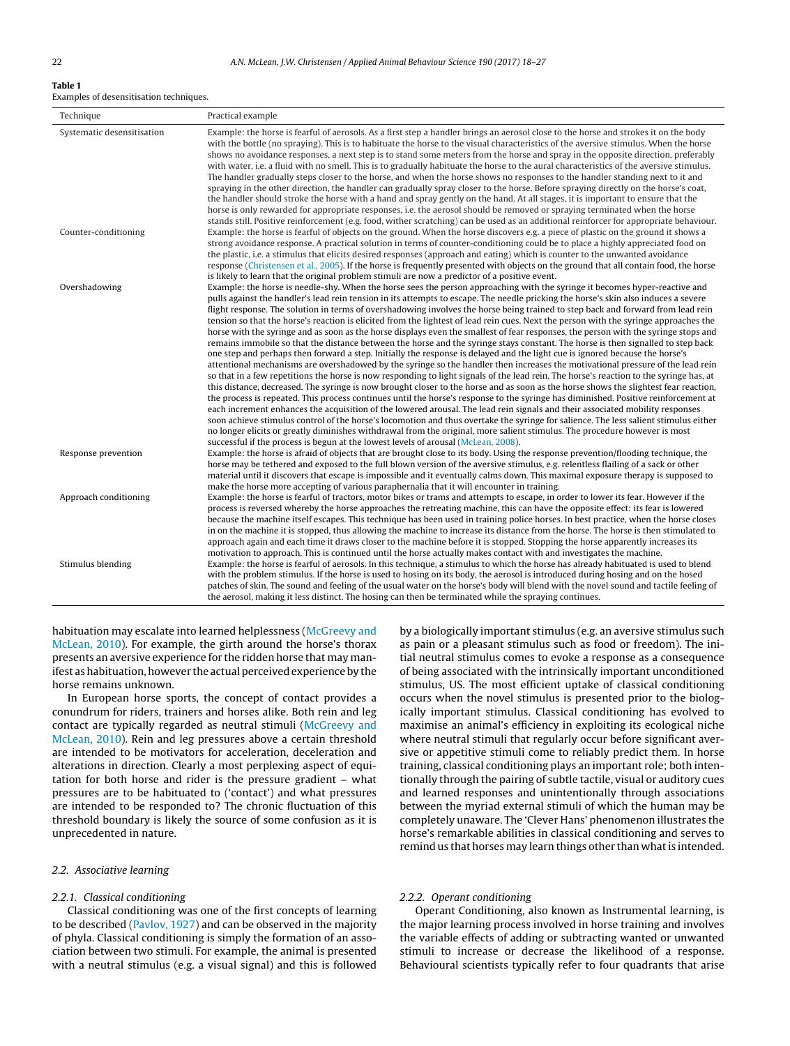**Table 1**
Examples of desensitisation techniques.

| Technique | Practical example |
|---|---|
| Systematic desensitisation | Example: the horse is fearful of aerosols. As a first step a handler brings an aerosol close to the horse and strokes it on the body with the bottle (no spraying). This is to habituate the horse to the visual characteristics of the aversive stimulus. When the horse shows no avoidance responses, a next step is to stand some meters from the horse and spray in the opposite direction, preferably with water, i.e. a fluid with no smell. This is to gradually habituate the horse to the aural characteristics of the aversive stimulus. The handler gradually steps closer to the horse, and when the horse shows no responses to the handler standing next to it and spraying in the other direction, the handler can gradually spray closer to the horse. Before spraying directly on the horse's coat, the handler should stroke the horse with a hand and spray gently on the hand. At all stages, it is important to ensure that the horse is only rewarded for appropriate responses, i.e. the aerosol should be removed or spraying terminated when the horse stands still. Positive reinforcement (e.g. food, wither scratching) can be used as an additional reinforcer for appropriate behaviour. |
| Counter-conditioning | Example: the horse is fearful of objects on the ground. When the horse discovers e.g. a piece of plastic on the ground it shows a strong avoidance response. A practical solution in terms of counter-conditioning could be to place a highly appreciated food on the plastic, i.e. a stimulus that elicits desired responses (approach and eating) which is counter to the unwanted avoidance response (Christensen et al., 2005). If the horse is frequently presented with objects on the ground that all contain food, the horse is likely to learn that the original problem stimuli are now a predictor of a positive event. |
| Overshadowing | Example: the horse is needle-shy. When the horse sees the person approaching with the syringe it becomes hyper-reactive and pulls against the handler's lead rein tension in its attempts to escape. The needle pricking the horse's skin also induces a severe flight response. The solution in terms of overshadowing involves the horse being trained to step back and forward from lead rein tension so that the horse's reaction is elicited from the lightest of lead rein cues. Next the person with the syringe approaches the horse with the syringe and as soon as the horse displays even the smallest of fear responses, the person with the syringe stops and remains immobile so that the distance between the horse and the syringe stays constant. The horse is then signalled to step back one step and perhaps then forward a step. Initially the response is delayed and the light cue is ignored because the horse's attentional mechanisms are overshadowed by the syringe so the handler then increases the motivational pressure of the lead rein so that in a few repetitions the horse is now responding to light signals of the lead rein. The horse's reaction to the syringe has, at this distance, decreased. The syringe is now brought closer to the horse and as soon as the horse shows the slightest fear reaction, the process is repeated. This process continues until the horse's response to the syringe has diminished. Positive reinforcement at each increment enhances the acquisition of the lowered arousal. The lead rein signals and their associated mobility responses soon achieve stimulus control of the horse's locomotion and thus overtake the syringe for salience. The less salient stimulus either no longer elicits or greatly diminishes withdrawal from the original, more salient stimulus. The procedure however is most successful if the process is begun at the lowest levels of arousal (McLean, 2008). |
| Response prevention | Example: the horse is afraid of objects that are brought close to its body. Using the response prevention/flooding technique, the horse may be tethered and exposed to the full blown version of the aversive stimulus, e.g. relentless flailing of a sack or other material until it discovers that escape is impossible and it eventually calms down. This maximal exposure therapy is supposed to make the horse more accepting of various paraphernalia that it will encounter in training. |
| Approach conditioning | Example: the horse is fearful of tractors, motor bikes or trams and attempts to escape, in order to lower its fear. However if the process is reversed whereby the horse approaches the retreating machine, this can have the opposite effect: its fear is lowered because the machine itself escapes. This technique has been used in training police horses. In best practice, when the horse closes in on the machine it is stopped, thus allowing the machine to increase its distance from the horse. The horse is then stimulated to approach again and each time it draws closer to the machine before it is stopped. Stopping the horse apparently increases its motivation to approach. This is continued until the horse actually makes contact with and investigates the machine. |
| Stimulus blending | Example: the horse is fearful of aerosols. In this technique, a stimulus to which the horse has already habituated is used to blend with the problem stimulus. If the horse is used to hosing on its body, the aerosol is introduced during hosing and on the hosed patches of skin. The sound and feeling of the usual water on the horse's body will blend with the novel sound and tactile feeling of the aerosol, making it less distinct. The hosing can then be terminated while the spraying continues. |

habituation may escalate into learned helplessness (McGreevy and McLean, 2010). For example, the girth around the horse's thorax presents an aversive experience for the ridden horse that may manifest as habituation, however the actual perceived experience by the horse remains unknown.

In European horse sports, the concept of contact provides a conundrum for riders, trainers and horses alike. Both rein and leg contact are typically regarded as neutral stimuli (McGreevy and McLean, 2010). Rein and leg pressures above a certain threshold are intended to be motivators for acceleration, deceleration and alterations in direction. Clearly a most perplexing aspect of equitation for both horse and rider is the pressure gradient – what pressures are to be habituated to ('contact') and what pressures are intended to be responded to? The chronic fluctuation of this threshold boundary is likely the source of some confusion as it is unprecedented in nature.

### 2.2. Associative learning

#### 2.2.1. Classical conditioning

Classical conditioning was one of the first concepts of learning to be described (Pavlov, 1927) and can be observed in the majority of phyla. Classical conditioning is simply the formation of an association between two stimuli. For example, the animal is presented with a neutral stimulus (e.g. a visual signal) and this is followed by a biologically important stimulus (e.g. an aversive stimulus such as pain or a pleasant stimulus such as food or freedom). The initial neutral stimulus comes to evoke a response as a consequence of being associated with the intrinsically important unconditioned stimulus, US. The most efficient uptake of classical conditioning occurs when the novel stimulus is presented prior to the biologically important stimulus. Classical conditioning has evolved to maximise an animal's efficiency in exploiting its ecological niche where neutral stimuli that regularly occur before significant aversive or appetitive stimuli come to reliably predict them. In horse training, classical conditioning plays an important role; both intentionally through the pairing of subtle tactile, visual or auditory cues and learned responses and unintentionally through associations between the myriad external stimuli of which the human may be completely unaware. The 'Clever Hans' phenomenon illustrates the horse's remarkable abilities in classical conditioning and serves to remind us that horses may learn things other than what is intended.

#### 2.2.2. Operant conditioning

Operant Conditioning, also known as Instrumental learning, is the major learning process involved in horse training and involves the variable effects of adding or subtracting wanted or unwanted stimuli to increase or decrease the likelihood of a response. Behavioural scientists typically refer to four quadrants that arise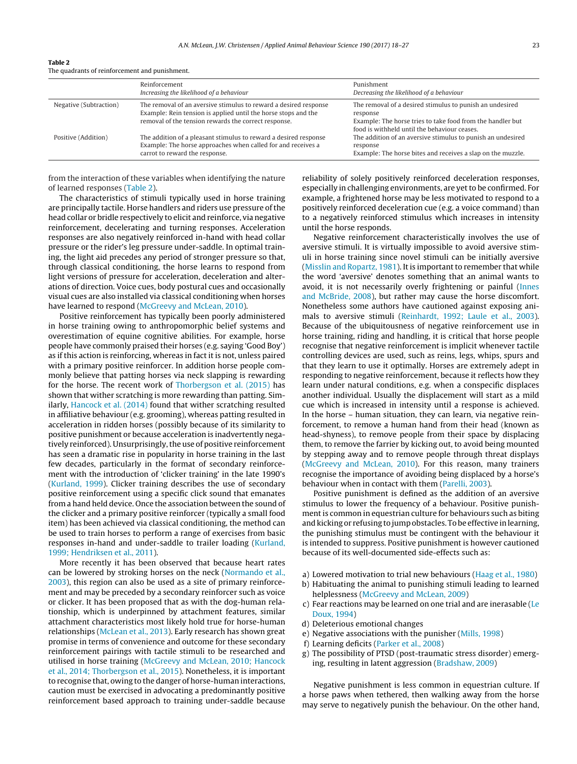**Table 2**
The quadrants of reinforcement and punishment.

| | Reinforcement<br>*Increasing the likelihood of a behaviour* | Punishment<br>*Decreasing the likelihood of a behaviour* |
|---|---|---|
| Negative (Subtraction) | The removal of an aversive stimulus to reward a desired response<br>Example: Rein tension is applied until the horse stops and the removal of the tension rewards the correct response. | The removal of a desired stimulus to punish an undesired response<br>Example: The horse tries to take food from the handler but food is withheld until the behaviour ceases. |
| Positive (Addition) | The addition of a pleasant stimulus to reward a desired response<br>Example: The horse approaches when called for and receives a carrot to reward the response. | The addition of an aversive stimulus to punish an undesired response<br>Example: The horse bites and receives a slap on the muzzle. |

from the interaction of these variables when identifying the nature of learned responses (Table 2).

The characteristics of stimuli typically used in horse training are principally tactile. Horse handlers and riders use pressure of the head collar or bridle respectively to elicit and reinforce, via negative reinforcement, decelerating and turning responses. Acceleration responses are also negatively reinforced in-hand with head collar pressure or the rider's leg pressure under-saddle. In optimal training, the light aid precedes any period of stronger pressure so that, through classical conditioning, the horse learns to respond from light versions of pressure for acceleration, deceleration and alterations of direction. Voice cues, body postural cues and occasionally visual cues are also installed via classical conditioning when horses have learned to respond (McGreevy and McLean, 2010).

Positive reinforcement has typically been poorly administered in horse training owing to anthropomorphic belief systems and overestimation of equine cognitive abilities. For example, horse people have commonly praised their horses (e.g. saying 'Good Boy') as if this action is reinforcing, whereas in fact it is not, unless paired with a primary positive reinforcer. In addition horse people commonly believe that patting horses via neck slapping is rewarding for the horse. The recent work of Thorbergson et al. (2015) has shown that wither scratching is more rewarding than patting. Similarly, Hancock et al. (2014) found that wither scratching resulted in affiliative behaviour (e.g. grooming), whereas patting resulted in acceleration in ridden horses (possibly because of its similarity to positive punishment or because acceleration is inadvertently negatively reinforced). Unsurprisingly, the use of positive reinforcement has seen a dramatic rise in popularity in horse training in the last few decades, particularly in the format of secondary reinforcement with the introduction of 'clicker training' in the late 1990's (Kurland, 1999). Clicker training describes the use of secondary positive reinforcement using a specific click sound that emanates from a hand held device. Once the association between the sound of the clicker and a primary positive reinforcer (typically a small food item) has been achieved via classical conditioning, the method can be used to train horses to perform a range of exercises from basic responses in-hand and under-saddle to trailer loading (Kurland, 1999; Hendriksen et al., 2011).

More recently it has been observed that because heart rates can be lowered by stroking horses on the neck (Normando et al., 2003), this region can also be used as a site of primary reinforcement and may be preceded by a secondary reinforcer such as voice or clicker. It has been proposed that as with the dog-human relationship, which is underpinned by attachment features, similar attachment characteristics most likely hold true for horse-human relationships (McLean et al., 2013). Early research has shown great promise in terms of convenience and outcome for these secondary reinforcement pairings with tactile stimuli to be researched and utilised in horse training (McGreevy and McLean, 2010; Hancock et al., 2014; Thorbergson et al., 2015). Nonetheless, it is important to recognise that, owing to the danger of horse-human interactions, caution must be exercised in advocating a predominantly positive reinforcement based approach to training under-saddle because reliability of solely positively reinforced deceleration responses, especially in challenging environments, are yet to be confirmed. For example, a frightened horse may be less motivated to respond to a positively reinforced deceleration cue (e.g. a voice command) than to a negatively reinforced stimulus which increases in intensity until the horse responds.

Negative reinforcement characteristically involves the use of aversive stimuli. It is virtually impossible to avoid aversive stimuli in horse training since novel stimuli can be initially aversive (Misslin and Ropartz, 1981). It is important to remember that while the word 'aversive' denotes something that an animal wants to avoid, it is not necessarily overly frightening or painful (Innes and McBride, 2008), but rather may cause the horse discomfort. Nonetheless some authors have cautioned against exposing animals to aversive stimuli (Reinhardt, 1992; Laule et al., 2003). Because of the ubiquitousness of negative reinforcement use in horse training, riding and handling, it is critical that horse people recognise that negative reinforcement is implicit whenever tactile controlling devices are used, such as reins, legs, whips, spurs and that they learn to use it optimally. Horses are extremely adept in responding to negative reinforcement, because it reflects how they learn under natural conditions, e.g. when a conspecific displaces another individual. Usually the displacement will start as a mild cue which is increased in intensity until a response is achieved. In the horse – human situation, they can learn, via negative reinforcement, to remove a human hand from their head (known as head-shyness), to remove people from their space by displacing them, to remove the farrier by kicking out, to avoid being mounted by stepping away and to remove people through threat displays (McGreevy and McLean, 2010). For this reason, many trainers recognise the importance of avoiding being displaced by a horse's behaviour when in contact with them (Parelli, 2003).

Positive punishment is defined as the addition of an aversive stimulus to lower the frequency of a behaviour. Positive punishment is common in equestrian culture for behaviours such as biting and kicking or refusing to jump obstacles. To be effective in learning, the punishing stimulus must be contingent with the behaviour it is intended to suppress. Positive punishment is however cautioned because of its well-documented side-effects such as:

a) Lowered motivation to trial new behaviours (Haag et al., 1980)
b) Habituating the animal to punishing stimuli leading to learned helplessness (McGreevy and McLean, 2009)
c) Fear reactions may be learned on one trial and are inerasable (Le Doux, 1994)
d) Deleterious emotional changes
e) Negative associations with the punisher (Mills, 1998)
f) Learning deficits (Parker et al., 2008)
g) The possibility of PTSD (post-traumatic stress disorder) emerging, resulting in latent aggression (Bradshaw, 2009)

Negative punishment is less common in equestrian culture. If a horse paws when tethered, then walking away from the horse may serve to negatively punish the behaviour. On the other hand,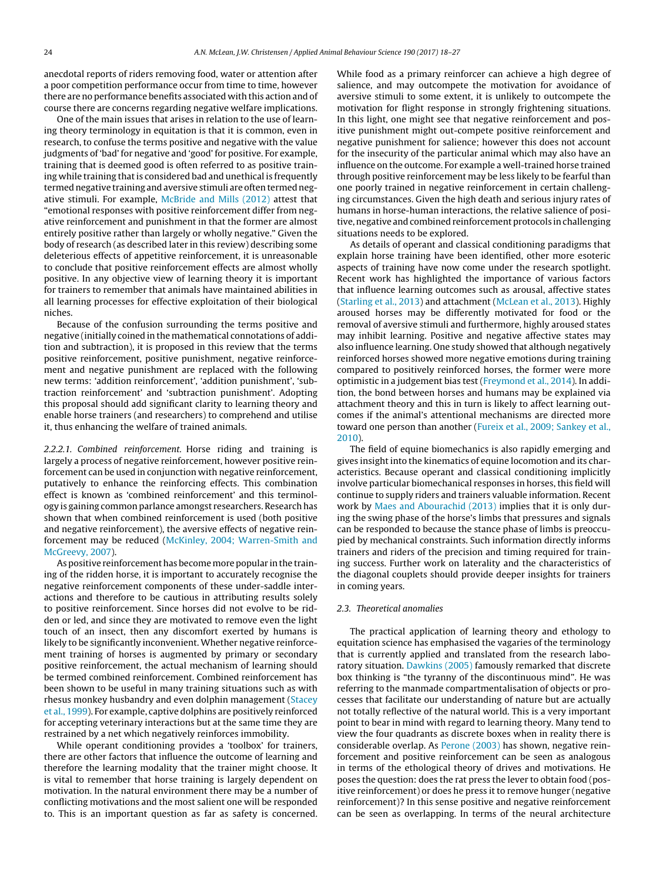anecdotal reports of riders removing food, water or attention after a poor competition performance occur from time to time, however there are no performance benefits associated with this action and of course there are concerns regarding negative welfare implications.

One of the main issues that arises in relation to the use of learning theory terminology in equitation is that it is common, even in research, to confuse the terms positive and negative with the value judgments of 'bad' for negative and 'good' for positive. For example, training that is deemed good is often referred to as positive training while training that is considered bad and unethical is frequently termed negative training and aversive stimuli are often termed negative stimuli. For example, McBride and Mills (2012) attest that "emotional responses with positive reinforcement differ from negative reinforcement and punishment in that the former are almost entirely positive rather than largely or wholly negative." Given the body of research (as described later in this review) describing some deleterious effects of appetitive reinforcement, it is unreasonable to conclude that positive reinforcement effects are almost wholly positive. In any objective view of learning theory it is important for trainers to remember that animals have maintained abilities in all learning processes for effective exploitation of their biological niches.

Because of the confusion surrounding the terms positive and negative (initially coined in the mathematical connotations of addition and subtraction), it is proposed in this review that the terms positive reinforcement, positive punishment, negative reinforcement and negative punishment are replaced with the following new terms: 'addition reinforcement', 'addition punishment', 'subtraction reinforcement' and 'subtraction punishment'. Adopting this proposal should add significant clarity to learning theory and enable horse trainers (and researchers) to comprehend and utilise it, thus enhancing the welfare of trained animals.

*2.2.2.1. Combined reinforcement.* Horse riding and training is largely a process of negative reinforcement, however positive reinforcement can be used in conjunction with negative reinforcement, putatively to enhance the reinforcing effects. This combination effect is known as 'combined reinforcement' and this terminology is gaining common parlance amongst researchers. Research has shown that when combined reinforcement is used (both positive and negative reinforcement), the aversive effects of negative reinforcement may be reduced (McKinley, 2004; Warren-Smith and McGreevy, 2007).

As positive reinforcement has become more popular in the training of the ridden horse, it is important to accurately recognise the negative reinforcement components of these under-saddle interactions and therefore to be cautious in attributing results solely to positive reinforcement. Since horses did not evolve to be ridden or led, and since they are motivated to remove even the light touch of an insect, then any discomfort exerted by humans is likely to be significantly inconvenient. Whether negative reinforcement training of horses is augmented by primary or secondary positive reinforcement, the actual mechanism of learning should be termed combined reinforcement. Combined reinforcement has been shown to be useful in many training situations such as with rhesus monkey husbandry and even dolphin management (Stacey et al., 1999). For example, captive dolphins are positively reinforced for accepting veterinary interactions but at the same time they are restrained by a net which negatively reinforces immobility.

While operant conditioning provides a 'toolbox' for trainers, there are other factors that influence the outcome of learning and therefore the learning modality that the trainer might choose. It is vital to remember that horse training is largely dependent on motivation. In the natural environment there may be a number of conflicting motivations and the most salient one will be responded to. This is an important question as far as safety is concerned. While food as a primary reinforcer can achieve a high degree of salience, and may outcompete the motivation for avoidance of aversive stimuli to some extent, it is unlikely to outcompete the motivation for flight response in strongly frightening situations. In this light, one might see that negative reinforcement and positive punishment might out-compete positive reinforcement and negative punishment for salience; however this does not account for the insecurity of the particular animal which may also have an influence on the outcome. For example a well-trained horse trained through positive reinforcement may be less likely to be fearful than one poorly trained in negative reinforcement in certain challenging circumstances. Given the high death and serious injury rates of humans in horse-human interactions, the relative salience of positive, negative and combined reinforcement protocols in challenging situations needs to be explored.

As details of operant and classical conditioning paradigms that explain horse training have been identified, other more esoteric aspects of training have now come under the research spotlight. Recent work has highlighted the importance of various factors that influence learning outcomes such as arousal, affective states (Starling et al., 2013) and attachment (McLean et al., 2013). Highly aroused horses may be differently motivated for food or the removal of aversive stimuli and furthermore, highly aroused states may inhibit learning. Positive and negative affective states may also influence learning. One study showed that although negatively reinforced horses showed more negative emotions during training compared to positively reinforced horses, the former were more optimistic in a judgement bias test (Freymond et al., 2014). In addition, the bond between horses and humans may be explained via attachment theory and this in turn is likely to affect learning outcomes if the animal's attentional mechanisms are directed more toward one person than another (Fureix et al., 2009; Sankey et al., 2010).

The field of equine biomechanics is also rapidly emerging and gives insight into the kinematics of equine locomotion and its characteristics. Because operant and classical conditioning implicitly involve particular biomechanical responses in horses, this field will continue to supply riders and trainers valuable information. Recent work by Maes and Abourachid (2013) implies that it is only during the swing phase of the horse's limbs that pressures and signals can be responded to because the stance phase of limbs is preoccupied by mechanical constraints. Such information directly informs trainers and riders of the precision and timing required for training success. Further work on laterality and the characteristics of the diagonal couplets should provide deeper insights for trainers in coming years.

### 2.3. Theoretical anomalies

The practical application of learning theory and ethology to equitation science has emphasised the vagaries of the terminology that is currently applied and translated from the research laboratory situation. Dawkins (2005) famously remarked that discrete box thinking is "the tyranny of the discontinuous mind". He was referring to the manmade compartmentalisation of objects or processes that facilitate our understanding of nature but are actually not totally reflective of the natural world. This is a very important point to bear in mind with regard to learning theory. Many tend to view the four quadrants as discrete boxes when in reality there is considerable overlap. As Perone (2003) has shown, negative reinforcement and positive reinforcement can be seen as analogous in terms of the ethological theory of drives and motivations. He poses the question: does the rat press the lever to obtain food (positive reinforcement) or does he press it to remove hunger (negative reinforcement)? In this sense positive and negative reinforcement can be seen as overlapping. In terms of the neural architecture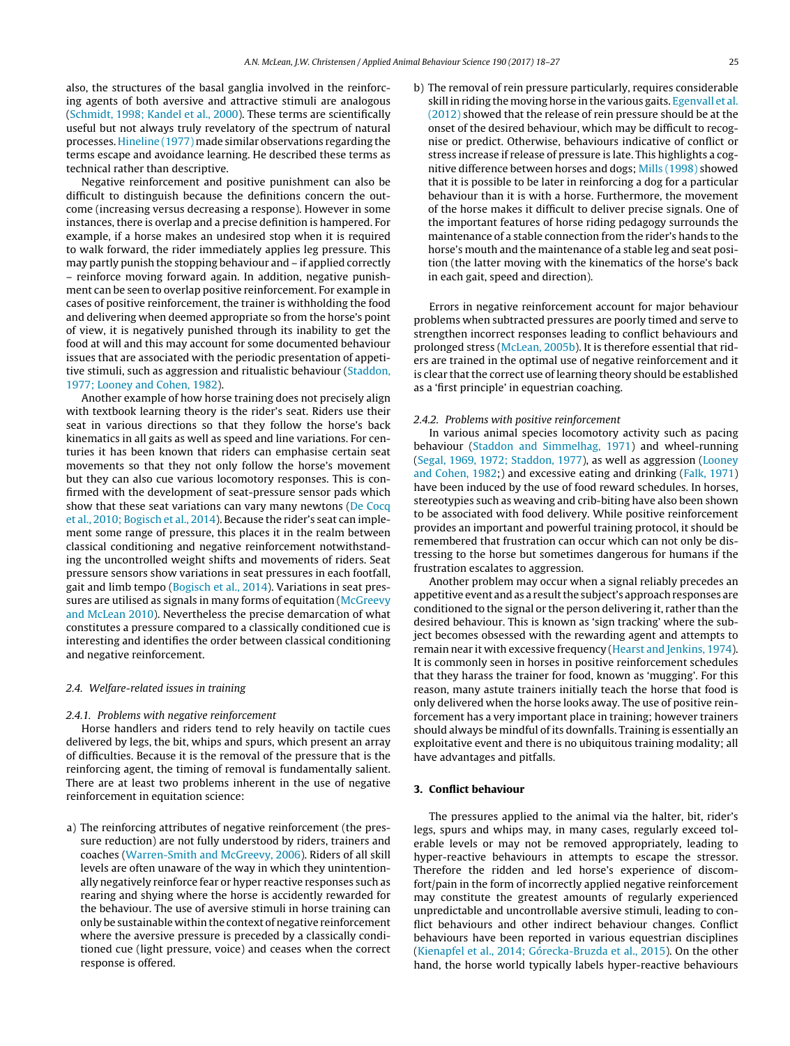also, the structures of the basal ganglia involved in the reinforcing agents of both aversive and attractive stimuli are analogous (Schmidt, 1998; Kandel et al., 2000). These terms are scientifically useful but not always truly revelatory of the spectrum of natural processes. Hineline (1977) made similar observations regarding the terms escape and avoidance learning. He described these terms as technical rather than descriptive.

Negative reinforcement and positive punishment can also be difficult to distinguish because the definitions concern the outcome (increasing versus decreasing a response). However in some instances, there is overlap and a precise definition is hampered. For example, if a horse makes an undesired stop when it is required to walk forward, the rider immediately applies leg pressure. This may partly punish the stopping behaviour and – if applied correctly – reinforce moving forward again. In addition, negative punishment can be seen to overlap positive reinforcement. For example in cases of positive reinforcement, the trainer is withholding the food and delivering when deemed appropriate so from the horse's point of view, it is negatively punished through its inability to get the food at will and this may account for some documented behaviour issues that are associated with the periodic presentation of appetitive stimuli, such as aggression and ritualistic behaviour (Staddon, 1977; Looney and Cohen, 1982).

Another example of how horse training does not precisely align with textbook learning theory is the rider's seat. Riders use their seat in various directions so that they follow the horse's back kinematics in all gaits as well as speed and line variations. For centuries it has been known that riders can emphasise certain seat movements so that they not only follow the horse's movement but they can also cue various locomotory responses. This is confirmed with the development of seat-pressure sensor pads which show that these seat variations can vary many newtons (De Cocq et al., 2010; Bogisch et al., 2014). Because the rider's seat can implement some range of pressure, this places it in the realm between classical conditioning and negative reinforcement notwithstanding the uncontrolled weight shifts and movements of riders. Seat pressure sensors show variations in seat pressures in each footfall, gait and limb tempo (Bogisch et al., 2014). Variations in seat pressures are utilised as signals in many forms of equitation (McGreevy and McLean 2010). Nevertheless the precise demarcation of what constitutes a pressure compared to a classically conditioned cue is interesting and identifies the order between classical conditioning and negative reinforcement.

### 2.4. Welfare-related issues in training

#### 2.4.1. Problems with negative reinforcement

Horse handlers and riders tend to rely heavily on tactile cues delivered by legs, the bit, whips and spurs, which present an array of difficulties. Because it is the removal of the pressure that is the reinforcing agent, the timing of removal is fundamentally salient. There are at least two problems inherent in the use of negative reinforcement in equitation science:

a) The reinforcing attributes of negative reinforcement (the pressure reduction) are not fully understood by riders, trainers and coaches (Warren-Smith and McGreevy, 2006). Riders of all skill levels are often unaware of the way in which they unintentionally negatively reinforce fear or hyper reactive responses such as rearing and shying where the horse is accidently rewarded for the behaviour. The use of aversive stimuli in horse training can only be sustainable within the context of negative reinforcement where the aversive pressure is preceded by a classically conditioned cue (light pressure, voice) and ceases when the correct response is offered.

b) The removal of rein pressure particularly, requires considerable skill in riding the moving horse in the various gaits. Egenvall et al. (2012) showed that the release of rein pressure should be at the onset of the desired behaviour, which may be difficult to recognise or predict. Otherwise, behaviours indicative of conflict or stress increase if release of pressure is late. This highlights a cognitive difference between horses and dogs; Mills (1998) showed that it is possible to be later in reinforcing a dog for a particular behaviour than it is with a horse. Furthermore, the movement of the horse makes it difficult to deliver precise signals. One of the important features of horse riding pedagogy surrounds the maintenance of a stable connection from the rider's hands to the horse's mouth and the maintenance of a stable leg and seat position (the latter moving with the kinematics of the horse's back in each gait, speed and direction).

Errors in negative reinforcement account for major behaviour problems when subtracted pressures are poorly timed and serve to strengthen incorrect responses leading to conflict behaviours and prolonged stress (McLean, 2005b). It is therefore essential that riders are trained in the optimal use of negative reinforcement and it is clear that the correct use of learning theory should be established as a 'first principle' in equestrian coaching.

#### 2.4.2. Problems with positive reinforcement

In various animal species locomotory activity such as pacing behaviour (Staddon and Simmelhag, 1971) and wheel-running (Segal, 1969, 1972; Staddon, 1977), as well as aggression (Looney and Cohen, 1982;) and excessive eating and drinking (Falk, 1971) have been induced by the use of food reward schedules. In horses, stereotypies such as weaving and crib-biting have also been shown to be associated with food delivery. While positive reinforcement provides an important and powerful training protocol, it should be remembered that frustration can occur which can not only be distressing to the horse but sometimes dangerous for humans if the frustration escalates to aggression.

Another problem may occur when a signal reliably precedes an appetitive event and as a result the subject's approach responses are conditioned to the signal or the person delivering it, rather than the desired behaviour. This is known as 'sign tracking' where the subject becomes obsessed with the rewarding agent and attempts to remain near it with excessive frequency (Hearst and Jenkins, 1974). It is commonly seen in horses in positive reinforcement schedules that they harass the trainer for food, known as 'mugging'. For this reason, many astute trainers initially teach the horse that food is only delivered when the horse looks away. The use of positive reinforcement has a very important place in training; however trainers should always be mindful of its downfalls. Training is essentially an exploitative event and there is no ubiquitous training modality; all have advantages and pitfalls.

## 3. Conflict behaviour

The pressures applied to the animal via the halter, bit, rider's legs, spurs and whips may, in many cases, regularly exceed tolerable levels or may not be removed appropriately, leading to hyper-reactive behaviours in attempts to escape the stressor. Therefore the ridden and led horse's experience of discomfort/pain in the form of incorrectly applied negative reinforcement may constitute the greatest amounts of regularly experienced unpredictable and uncontrollable aversive stimuli, leading to conflict behaviours and other indirect behaviour changes. Conflict behaviours have been reported in various equestrian disciplines (Kienapfel et al., 2014; Górecka-Bruzda et al., 2015). On the other hand, the horse world typically labels hyper-reactive behaviours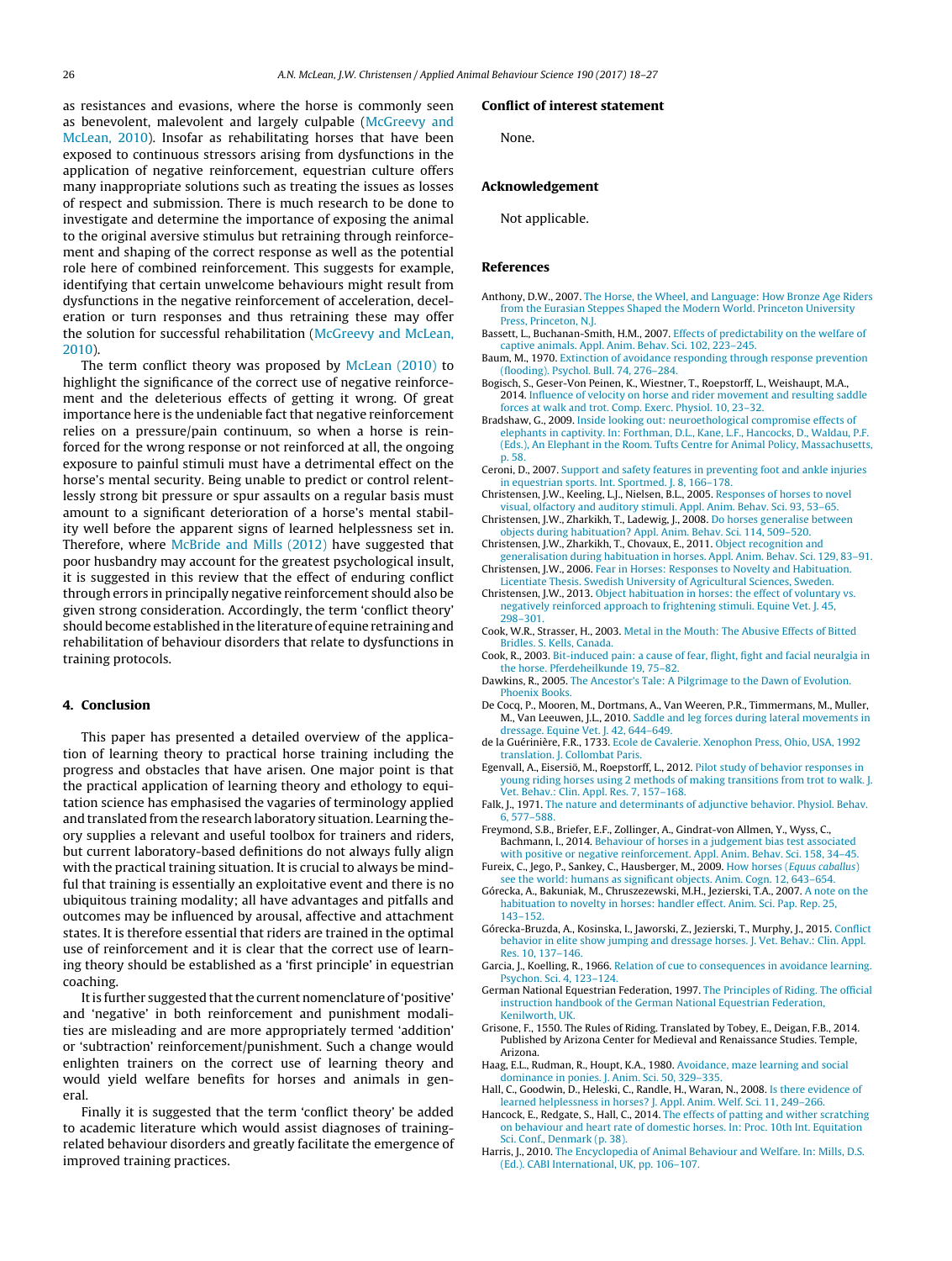as resistances and evasions, where the horse is commonly seen as benevolent, malevolent and largely culpable (McGreevy and McLean, 2010). Insofar as rehabilitating horses that have been exposed to continuous stressors arising from dysfunctions in the application of negative reinforcement, equestrian culture offers many inappropriate solutions such as treating the issues as losses of respect and submission. There is much research to be done to investigate and determine the importance of exposing the animal to the original aversive stimulus but retraining through reinforcement and shaping of the correct response as well as the potential role here of combined reinforcement. This suggests for example, identifying that certain unwelcome behaviours might result from dysfunctions in the negative reinforcement of acceleration, deceleration or turn responses and thus retraining these may offer the solution for successful rehabilitation (McGreevy and McLean, 2010).

The term conflict theory was proposed by McLean (2010) to highlight the significance of the correct use of negative reinforcement and the deleterious effects of getting it wrong. Of great importance here is the undeniable fact that negative reinforcement relies on a pressure/pain continuum, so when a horse is reinforced for the wrong response or not reinforced at all, the ongoing exposure to painful stimuli must have a detrimental effect on the horse's mental security. Being unable to predict or control relentlessly strong bit pressure or spur assaults on a regular basis must amount to a significant deterioration of a horse's mental stability well before the apparent signs of learned helplessness set in. Therefore, where McBride and Mills (2012) have suggested that poor husbandry may account for the greatest psychological insult, it is suggested in this review that the effect of enduring conflict through errors in principally negative reinforcement should also be given strong consideration. Accordingly, the term 'conflict theory' should become established in the literature of equine retraining and rehabilitation of behaviour disorders that relate to dysfunctions in training protocols.

## 4. Conclusion

This paper has presented a detailed overview of the application of learning theory to practical horse training including the progress and obstacles that have arisen. One major point is that the practical application of learning theory and ethology to equitation science has emphasised the vagaries of terminology applied and translated from the research laboratory situation. Learning theory supplies a relevant and useful toolbox for trainers and riders, but current laboratory-based definitions do not always fully align with the practical training situation. It is crucial to always be mindful that training is essentially an exploitative event and there is no ubiquitous training modality; all have advantages and pitfalls and outcomes may be influenced by arousal, affective and attachment states. It is therefore essential that riders are trained in the optimal use of reinforcement and it is clear that the correct use of learning theory should be established as a 'first principle' in equestrian coaching.

It is further suggested that the current nomenclature of 'positive' and 'negative' in both reinforcement and punishment modalities are misleading and are more appropriately termed 'addition' or 'subtraction' reinforcement/punishment. Such a change would enlighten trainers on the correct use of learning theory and would yield welfare benefits for horses and animals in general.

Finally it is suggested that the term 'conflict theory' be added to academic literature which would assist diagnoses of training-related behaviour disorders and greatly facilitate the emergence of improved training practices.

## Conflict of interest statement

None.

## Acknowledgement

Not applicable.

## References

Anthony, D.W., 2007. The Horse, the Wheel, and Language: How Bronze Age Riders from the Eurasian Steppes Shaped the Modern World. Princeton University Press, Princeton, N.J.

Bassett, L., Buchanan-Smith, H.M., 2007. Effects of predictability on the welfare of captive animals. Appl. Anim. Behav. Sci. 102, 223–245.

Baum, M., 1970. Extinction of avoidance responding through response prevention (flooding). Psychol. Bull. 74, 276–284.

Bogisch, S., Geser-Von Peinen, K., Wiestner, T., Roepstorff, L., Weishaupt, M.A., 2014. Influence of velocity on horse and rider movement and resulting saddle forces at walk and trot. Comp. Exerc. Physiol. 10, 23–32.

Bradshaw, G., 2009. Inside looking out: neuroethological compromise effects of elephants in captivity. In: Forthman, D.L., Kane, L.F., Hancocks, D., Waldau, P.F. (Eds.), An Elephant in the Room. Tufts Centre for Animal Policy, Massachusetts, p. 58.

Ceroni, D., 2007. Support and safety features in preventing foot and ankle injuries in equestrian sports. Int. Sportmed. J. 8, 166–178.

Christensen, J.W., Keeling, L.J., Nielsen, B.L., 2005. Responses of horses to novel visual, olfactory and auditory stimuli. Appl. Anim. Behav. Sci. 93, 53–65.

Christensen, J.W., Zharikh, T., Ladewig, J., 2008. Do horses generalise between objects during habituation? Appl. Anim. Behav. Sci. 114, 509–520.

Christensen, J.W., Zharikh, T., Chovaux, E., 2011. Object recognition and generalisation during habituation in horses. Appl. Anim. Behav. Sci. 129, 83–91.

Christensen, J.W., 2006. Fear in Horses: Responses to Novelty and Habituation. Licentiate Thesis. Swedish University of Agricultural Sciences, Sweden.

Christensen, J.W., 2013. Object habituation in horses: the effect of voluntary vs. negatively reinforced approach to frightening stimuli. Equine Vet. J. 45, 298–301.

Cook, W.R., Strasser, H., 2003. Metal in the Mouth: The Abusive Effects of Bitted Bridles. S. Kells, Canada.

Cook, R., 2003. Bit-induced pain: a cause of fear, flight, fight and facial neuralgia in the horse. Pferdeheilkunde 19, 75–82.

Dawkins, R., 2005. The Ancestor's Tale: A Pilgrimage to the Dawn of Evolution. Phoenix Books.

De Cocq, P., Mooren, M., Dortmans, A., Van Weeren, P.R., Timmermans, M., Muller, M., Van Leeuwen, J.L., 2010. Saddle and leg forces during lateral movements in dressage. Equine Vet. J. 42, 644–649.

de la Guérinière, F.R., 1733. Ecole de Cavalerie. Xenophon Press, Ohio, USA, 1992 translation. J. Collombat Paris.

Egenvall, A., Eisersiö, M., Roepstorff, L., 2012. Pilot study of behavior responses in young riding horses using 2 methods of making transitions from trot to walk. J. Vet. Behav.: Clin. Appl. Res. 7, 157–168.

Falk, J., 1971. The nature and determinants of adjunctive behavior. Physiol. Behav. 6, 577–588.

Freymond, S.B., Briefer, E.F., Zollinger, A., Gindrat-von Allmen, Y., Wyss, C., Bachmann, I., 2014. Behaviour of horses in a judgement bias test associated with positive or negative reinforcement. Appl. Anim. Behav. Sci. 158, 34–45.

Fureix, C., Jego, P., Sankey, C., Hausberger, M., 2009. How horses (*Equus caballus*) see the world: humans as significant objects. Anim. Cogn. 12, 643–654.

Górecka, A., Bakuniak, M., Chruszezewski, M.H., Jezierski, T.A., 2007. A note on the habituation to novelty in horses: handler effect. Anim. Sci. Pap. Rep. 25, 143–152.

Górecka-Bruzda, A., Kosinska, I., Jaworski, Z., Jezierski, T., Murphy, J., 2015. Conflict behavior in elite show jumping and dressage horses. J. Vet. Behav.: Clin. Appl. Res. 10, 137–146.

Garcia, J., Koelling, R., 1966. Relation of cue to consequences in avoidance learning. Psychon. Sci. 4, 123–124.

German National Equestrian Federation, 1997. The Principles of Riding. The official instruction handbook of the German National Equestrian Federation, Kenilworth, UK.

Grisone, F., 1550. The Rules of Riding. Translated by Tobey, E., Deigan, F.B., 2014. Published by Arizona Center for Medieval and Renaissance Studies. Temple, Arizona.

Haag, E.L., Rudman, R., Houpt, K.A., 1980. Avoidance, maze learning and social dominance in ponies. J. Anim. Sci. 50, 329–335.

Hall, C., Goodwin, D., Heleski, C., Randle, H., Waran, N., 2008. Is there evidence of learned helplessness in horses? J. Appl. Anim. Welf. Sci. 11, 249–266.

Hancock, E., Redgate, S., Hall, C., 2014. The effects of patting and wither scratching on behaviour and heart rate of domestic horses. In: Proc. 10th Int. Equitation Sci. Conf., Denmark (p. 38).

Harris, J., 2010. The Encyclopedia of Animal Behaviour and Welfare. In: Mills, D.S. (Ed.). CABI International, UK, pp. 106–107.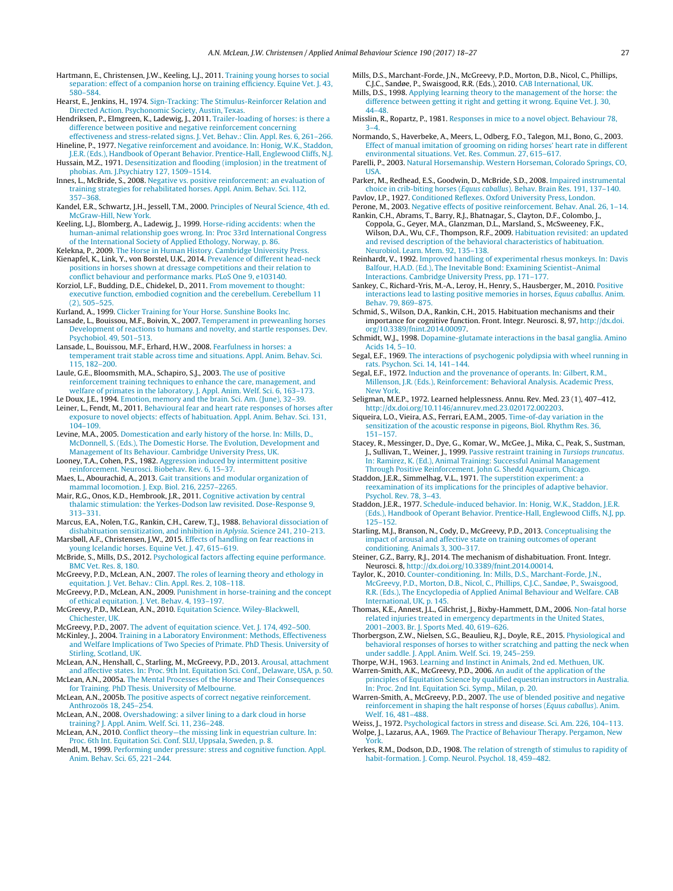Hartmann, E., Christensen, J.W., Keeling, L.J., 2011. Training young horses to social separation: effect of a companion horse on training efficiency. Equine Vet. J. 43, 580–584.

Hearst, E., Jenkins, H., 1974. Sign-Tracking: The Stimulus-Reinforcer Relation and Directed Action. Psychonomic Society, Austin, Texas.

Hendriksen, P., Elmgreen, K., Ladewig, J., 2011. Trailer-loading of horses: is there a difference between positive and negative reinforcement concerning effectiveness and stress-related signs. J. Vet. Behav.: Clin. Appl. Res. 6, 261–266.

Hineline, P., 1977. Negative reinforcement and avoidance. In: Honig, W.K., Staddon, J.E.R. (Eds.), Handbook of Operant Behavior. Prentice-Hall, Englewood Cliffs, N.J.

Hussain, M.Z., 1971. Desensitization and flooding (implosion) in the treatment of phobias. Am. J.Psychiatry 127, 1509–1514.

Innes, L., McBride, S., 2008. Negative vs. positive reinforcement: an evaluation of training strategies for rehabilitated horses. Appl. Anim. Behav. Sci. 112, 357–368.

Kandel, E.R., Schwartz, J.H., Jessell, T.M., 2000. Principles of Neural Science, 4th ed. McGraw-Hill, New York.

Keeling, L.J., Blomberg, A., Ladewig, J., 1999. Horse-riding accidents: when the human-animal relationship goes wrong. In: Proc 33rd International Congress of the International Society of Applied Ethology, Norway, p. 86.

Kelekna, P., 2009. The Horse in Human History. Cambridge University Press.

Kienapfel, K., Link, Y., von Borstel, U.K., 2014. Prevalence of different head-neck positions in horses shown at dressage competitions and their relation to conflict behaviour and performance marks. PLoS One 9, e103140.

Korziol, L.F., Budding, D.E., Chidekel, D., 2011. From movement to thought: executive function, embodied cognition and the cerebellum. Cerebellum 11 (2), 505–525.

Kurland, A., 1999. Clicker Training for Your Horse. Sunshine Books Inc.

Lansade, L., Bouissou, M.F., Boivin, X., 2007. Temperament in preweanling horses Development of reactions to humans and novelty, and startle responses. Dev. Psychobiol. 49, 501–513.

Lansade, L., Bouissou, M.F., Erhard, H.W., 2008. Fearfulness in horses: a temperament trait stable across time and situations. Appl. Anim. Behav. Sci. 115, 182–200.

Laule, G.E., Bloomsmith, M.A., Schapiro, S.J., 2003. The use of positive reinforcement training techniques to enhance the care, management, and welfare of primates in the laboratory. J. Appl. Anim. Welf. Sci. 6, 163–173.

Le Doux, J.E., 1994. Emotion, memory and the brain. Sci. Am. (June), 32–39.

Leiner, L., Fendt, M., 2011. Behavioural fear and heart rate responses of horses after exposure to novel objects: effects of habituation. Appl. Anim. Behav. Sci. 131, 104–109.

Levine, M.A., 2005. Domestication and early history of the horse. In: Mills, D., McDonnell, S. (Eds.), The Domestic Horse. The Evolution, Development and Management of Its Behaviour. Cambridge University Press, UK.

Looney, T.A., Cohen, P.S., 1982. Aggression induced by intermittent positive reinforcement. Neurosci. Biobehav. Rev. 6, 15–37.

Maes, L., Abourachid, A., 2013. Gait transitions and modular organization of mammal locomotion. J. Exp. Biol. 216, 2257–2265.

Mair, R.G., Onos, K.D., Hembrook, J.R., 2011. Cognitive activation by central thalamic stimulation: the Yerkes-Dodson law revisited. Dose-Response 9, 313–331.

Marcus, E.A., Nolen, T.G., Rankin, C.H., Carew, T.J., 1988. Behavioral dissociation of dishabituation sensitization, and inhibition in *Aplysia*. Science 241, 210–213.

Marsbøll, A.F., Christensen, J.W., 2015. Effects of handling on fear reactions in young Icelandic horses. Equine Vet. J. 47, 615–619.

McBride, S., Mills, D.S., 2012. Psychological factors affecting equine performance. BMC Vet. Res. 8, 180.

McGreevy, P.D., McLean, A.N., 2007. The roles of learning theory and ethology in equitation. J. Vet. Behav.: Clin. Appl. Res. 2, 108–118.

McGreevy, P.D., McLean, A.N., 2009. Punishment in horse-training and the concept of ethical equitation. J. Vet. Behav. 4, 193–197.

McGreevy, P.D., McLean, A.N., 2010. Equitation Science. Wiley-Blackwell, Chichester, UK.

McGreevy, P.D., 2007. The advent of equitation science. Vet. J. 174, 492–500.

McKinley, J., 2004. Training in a Laboratory Environment: Methods, Effectiveness and Welfare Implications of Two Species of Primate. PhD Thesis. University of Stirling, Scotland, UK.

McLean, A.N., Henshall, C., Starling, M., McGreevy, P.D., 2013. Arousal, attachment and affective states. In: Proc. 9th Int. Equitation Sci. Conf., Delaware, USA, p. 50.

McLean, A.N., 2005a. The Mental Processes of the Horse and Their Consequences for Training. PhD Thesis. University of Melbourne.

McLean, A.N., 2005b. The positive aspects of correct negative reinforcement. Anthrozoös 18, 245–254.

McLean, A.N., 2008. Overshadowing: a silver lining to a dark cloud in horse training? J. Appl. Anim. Welf. Sci. 11, 236–248.

McLean, A.N., 2010. Conflict theory—the missing link in equestrian culture. In: Proc. 6th Int. Equitation Sci. Conf. SLU, Uppsala, Sweden, p. 8.

Mendl, M., 1999. Performing under pressure: stress and cognitive function. Appl. Anim. Behav. Sci. 65, 221–244.

Mills, D.S., Marchant-Forde, J.N., McGreevy, P.D., Morton, D.B., Nicol, C., Phillips, C.J.C., Sandøe, P., Swaisgood, R.R. (Eds.), 2010. CAB International, UK.

Mills, D.S., 1998. Applying learning theory to the management of the horse: the difference between getting it right and getting it wrong. Equine Vet. J. 30, 44–48.

Misslin, R., Ropartz, P., 1981. Responses in mice to a novel object. Behaviour 78, 3–4.

Normando, S., Haverbeke, A., Meers, L., Odberg, F.O., Talegon, M.I., Bono, G., 2003. Effect of manual imitation of grooming on riding horses' heart rate in different environmental situations. Vet. Res. Commun. 27, 615–617.

Parelli, P., 2003. Natural Horsemanship. Western Horseman, Colorado Springs, CO, USA.

Parker, M., Redhead, E.S., Goodwin, D., McBride, S.D., 2008. Impaired instrumental choice in crib-biting horses (*Equus caballus*). Behav. Brain Res. 191, 137–140.

Pavlov, I.P., 1927. Conditioned Reflexes. Oxford University Press, London.

Perone, M., 2003. Negative effects of positive reinforcement. Behav. Anal. 26, 1–14.

Rankin, C.H., Abrams, T., Barry, R.J., Bhatnagar, S., Clayton, D.F., Colombo, J., Coppola, G., Geyer, M.A., Glanzman, D.L., Marsland, S., McSweeney, F.K., Wilson, D.A., Wu, C.F., Thompson, R.F., 2009. Habituation revisited: an updated and revised description of the behavioral characteristics of habituation. Neurobiol. Learn. Mem. 92, 135–138.

Reinhardt, V., 1992. Improved handling of experimental rhesus monkeys. In: Davis Balfour, H.A.D. (Ed.), The Inevitable Bond: Examining Scientist–Animal Interactions. Cambridge University Press, pp. 171–177.

Sankey, C., Richard-Yris, M.-A., Leroy, H., Henry, S., Hausberger, M., 2010. Positive interactions lead to lasting positive memories in horses, *Equus caballus*. Anim. Behav. 79, 869–875.

Schmid, S., Wilson, D.A., Rankin, C.H., 2015. Habituation mechanisms and their importance for cognitive function. Front. Integr. Neurosci. 8, 97, http://dx.doi.org/10.3389/fnint.2014.00097.

Schmidt, W.J., 1998. Dopamine-glutamate interactions in the basal ganglia. Amino Acids 14, 5–10.

Segal, E.F., 1969. The interactions of psychogenic polydipsia with wheel running in rats. Psychon. Sci. 14, 141–144.

Segal, E.F., 1972. Induction and the provenance of operants. In: Gilbert, R.M., Millenson, J.R. (Eds.), Reinforcement: Behavioral Analysis. Academic Press, New York.

Seligman, M.E.P., 1972. Learned helplessness. Annu. Rev. Med. 23 (1), 407–412, http://dx.doi.org/10.1146/annurev.med.23.020172.002203.

Siqueira, L.O., Vieira, A.S., Ferrari, E.A.M., 2005. Time-of-day variation in the sensitization of the acoustic response in pigeons, Biol. Rhythm Res. 36, 151–157.

Stacey, R., Messinger, D., Dye, G., Komar, W., McGee, J., Mika, C., Peak, S., Sustman, J., Sullivan, T., Weiner, J., 1999. Passive restraint training in *Tursiops truncatus*. In: Ramirez, K. (Ed.), Animal Training: Successful Animal Management Through Positive Reinforcement. John G. Shedd Aquarium, Chicago.

Staddon, J.E.R., Simmelhag, V.L., 1971. The superstition experiment: a reexamination of its implications for the principles of adaptive behavior. Psychol. Rev. 78, 3–43.

Staddon, J.E.R., 1977. Schedule-induced behavior. In: Honig, W.K., Staddon, J.E.R. (Eds.), Handbook of Operant Behavior. Prentice-Hall, Englewood Cliffs, N.J, pp. 125–152.

Starling, M.J., Branson, N., Cody, D., McGreevy, P.D., 2013. Conceptualising the impact of arousal and affective state on training outcomes of operant conditioning. Animals 3, 300–317.

Steiner, G.Z., Barry, R.J., 2014. The mechanism of dishabituation. Front. Integr. Neurosci. 8, http://dx.doi.org/10.3389/fnint.2014.00014.

Taylor, K., 2010. Counter-conditioning. In: Mills, D.S., Marchant-Forde, J.N., McGreevy, P.D., Morton, D.B., Nicol, C., Phillips, C.J.C., Sandøe, P., Swaisgood, R.R. (Eds.), The Encyclopedia of Applied Animal Behaviour and Welfare. CAB International, UK, p. 145.

Thomas, K.E., Annest, J.L., Gilchrist, J., Bixby-Hammett, D.M., 2006. Non-fatal horse related injuries treated in emergency departments in the United States, 2001–2003. Br. J. Sports Med. 40, 619–626.

Thorbergson, Z.W., Nielsen, S.G., Beaulieu, R.J., Doyle, R.E., 2015. Physiological and behavioral responses of horses to wither scratching and patting the neck when under saddle. J. Appl. Anim. Welf. Sci. 19, 245–259.

Thorpe, W.H., 1963. Learning and Instinct in Animals, 2nd ed. Methuen, UK.

Warren-Smith, A.K., McGreevy, P.D., 2006. An audit of the application of the principles of Equitation Science by qualified equestrian instructors in Australia. In: Proc. 2nd Int. Equitation Sci. Symp., Milan, p. 20.

Warren-Smith, A., McGreevy, P.D., 2007. The use of blended positive and negative reinforcement in shaping the halt response of horses (*Equus caballus*). Anim. Welf. 16, 481–488.

Weiss, J., 1972. Psychological factors in stress and disease. Sci. Am. 226, 104–113.

Wolpe, J., Lazarus, A.A., 1969. The Practice of Behaviour Therapy. Pergamon, New York.

Yerkes, R.M., Dodson, D.D., 1908. The relation of strength of stimulus to rapidity of habit-formation. J. Comp. Neurol. Psychol. 18, 459–482.